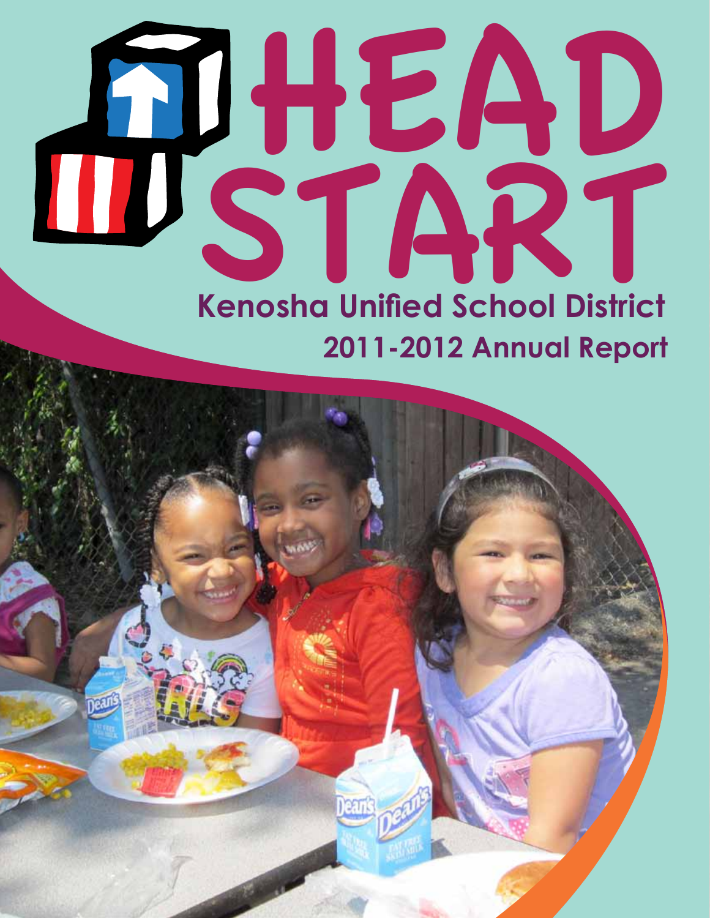# HEAD START

## Kenosha Unified School District

## 2011-2012 Annual Report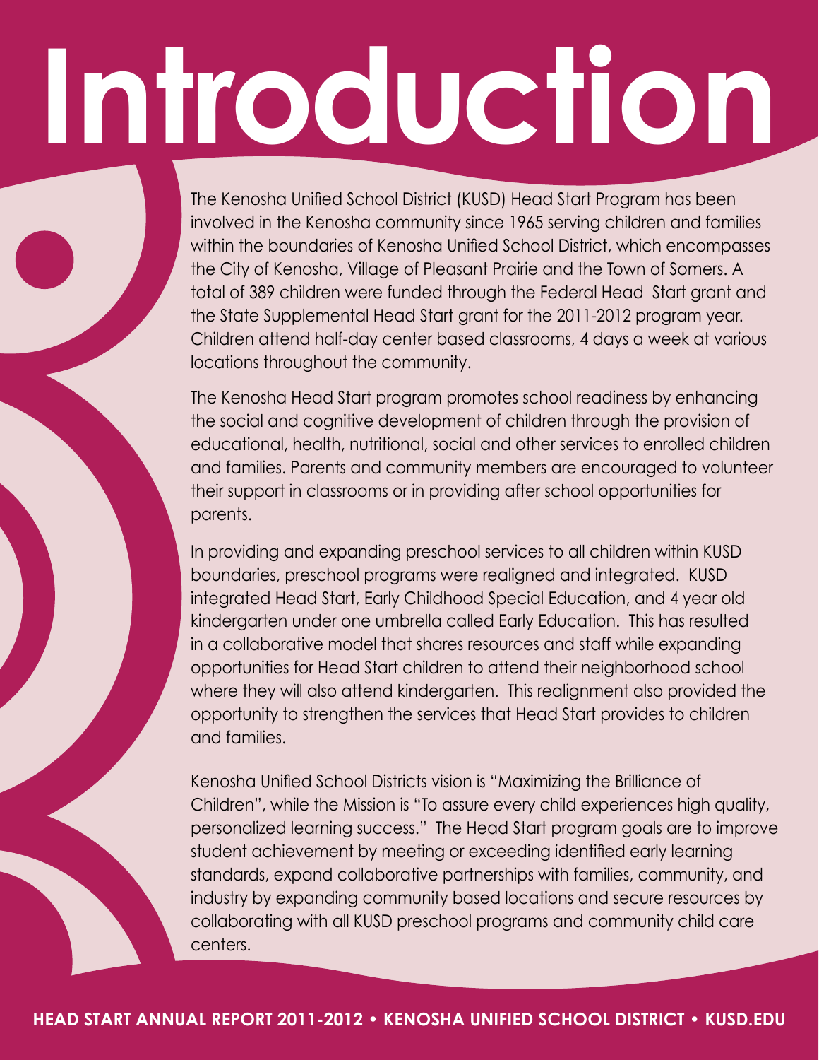# Introduction

The Kenosha Unified School District (KUSD) Head Start Program has been involved in the Kenosha community since 1965 serving children and families within the boundaries of Kenosha Unified School District, which encompasses the City of Kenosha, Village of Pleasant Prairie and the Town of Somers. A total of 389 children were funded through the Federal Head Start grant and the State Supplemental Head Start grant for the 2011-2012 program year. Children attend half-day center based classrooms, 4 days a week at various locations throughout the community.

The Kenosha Head Start program promotes school readiness by enhancing the social and cognitive development of children through the provision of educational, health, nutritional, social and other services to enrolled children and families. Parents and community members are encouraged to volunteer their support in classrooms or in providing after school opportunities for parents.

In providing and expanding preschool services to all children within KUSD boundaries, preschool programs were realigned and integrated. KUSD integrated Head Start, Early Childhood Special Education, and 4 year old kindergarten under one umbrella called Early Education. This has resulted in a collaborative model that shares resources and staff while expanding opportunities for Head Start children to attend their neighborhood school where they will also attend kindergarten. This realignment also provided the opportunity to strengthen the services that Head Start provides to children and families.

Kenosha Unified School Districts vision is "Maximizing the Brilliance of Children", while the Mission is "To assure every child experiences high quality, personalized learning success." The Head Start program goals are to improve student achievement by meeting or exceeding identified early learning standards, expand collaborative partnerships with families, community, and industry by expanding community based locations and secure resources by collaborating with all KUSD preschool programs and community child care centers.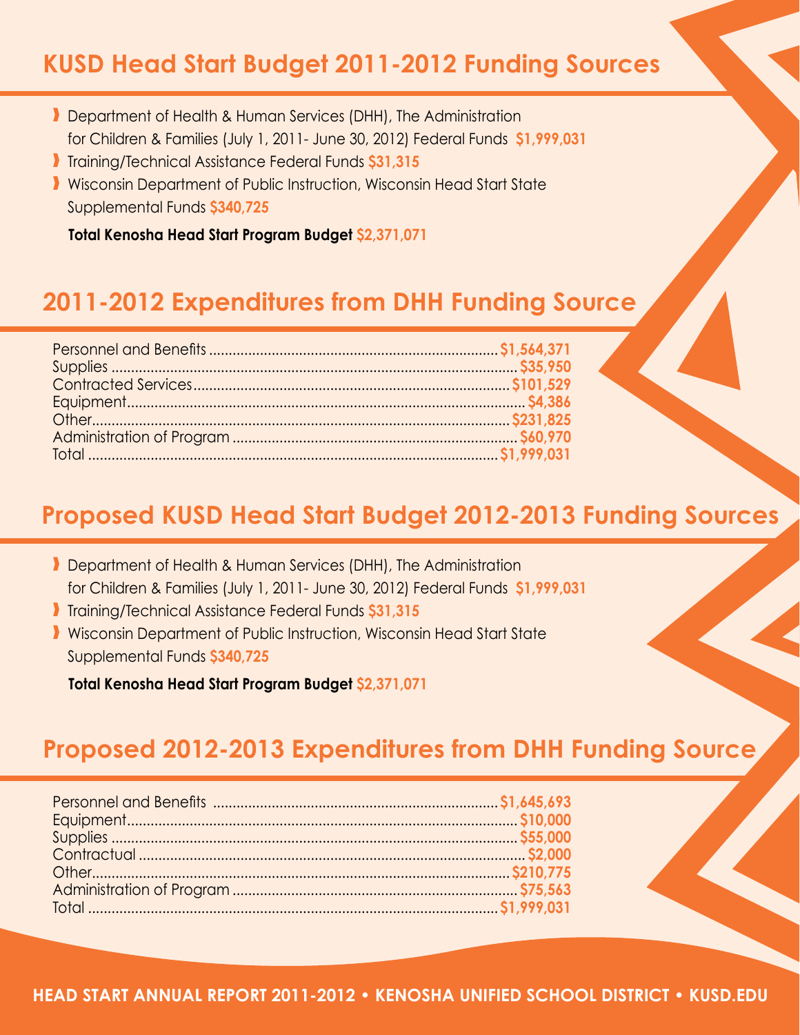## KUSD Head Start Budget 2011-2012 Funding Sources

- Department of Health & Human Services (DHH), The Administration for Children & Families (July 1, 2011- June 30, 2012) Federal Funds **$1,999,031**
- Training/Technical Assistance Federal Funds **$31,315**
- Wisconsin Department of Public Instruction, Wisconsin Head Start State Supplemental Funds **$340,725**

**Total Kenosha Head Start Program Budget $2,371,071**

## 2011-2012 Expenditures from DHH Funding Source

| Item | Amount |
|---|---|
| Personnel and Benefits | **$1,564,371** |
| Supplies | **$35,950** |
| Contracted Services | **$101,529** |
| Equipment | **$4,386** |
| Other | **$231,825** |
| Administration of Program | **$60,970** |
| Total | **$1,999,031** |

## Proposed KUSD Head Start Budget 2012-2013 Funding Sources

- Department of Health & Human Services (DHH), The Administration for Children & Families (July 1, 2011- June 30, 2012) Federal Funds **$1,999,031**
- Training/Technical Assistance Federal Funds **$31,315**
- Wisconsin Department of Public Instruction, Wisconsin Head Start State Supplemental Funds **$340,725**

**Total Kenosha Head Start Program Budget $2,371,071**

## Proposed 2012-2013 Expenditures from DHH Funding Source

| Item | Amount |
|---|---|
| Personnel and Benefits | **$1,645,693** |
| Equipment | **$10,000** |
| Supplies | **$55,000** |
| Contractual | **$2,000** |
| Other | **$210,775** |
| Administration of Program | **$75,563** |
| Total | **$1,999,031** |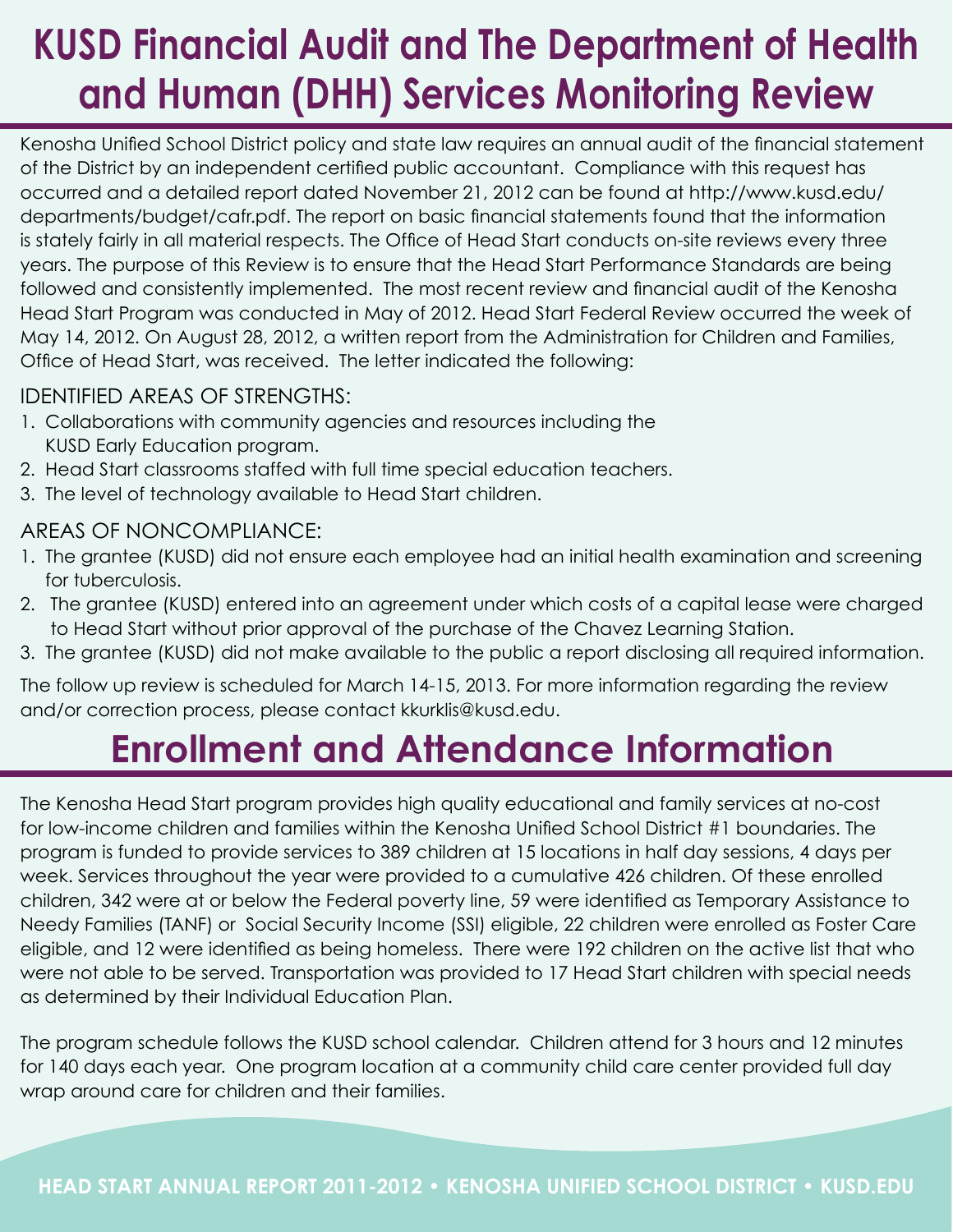# KUSD Financial Audit and The Department of Health and Human (DHH) Services Monitoring Review

Kenosha Unified School District policy and state law requires an annual audit of the financial statement of the District by an independent certified public accountant. Compliance with this request has occurred and a detailed report dated November 21, 2012 can be found at http://www.kusd.edu/departments/budget/cafr.pdf. The report on basic financial statements found that the information is stately fairly in all material respects. The Office of Head Start conducts on-site reviews every three years. The purpose of this Review is to ensure that the Head Start Performance Standards are being followed and consistently implemented. The most recent review and financial audit of the Kenosha Head Start Program was conducted in May of 2012. Head Start Federal Review occurred the week of May 14, 2012. On August 28, 2012, a written report from the Administration for Children and Families, Office of Head Start, was received. The letter indicated the following:

IDENTIFIED AREAS OF STRENGTHS:

1. Collaborations with community agencies and resources including the KUSD Early Education program.
2. Head Start classrooms staffed with full time special education teachers.
3. The level of technology available to Head Start children.

AREAS OF NONCOMPLIANCE:

1. The grantee (KUSD) did not ensure each employee had an initial health examination and screening for tuberculosis.
2. The grantee (KUSD) entered into an agreement under which costs of a capital lease were charged to Head Start without prior approval of the purchase of the Chavez Learning Station.
3. The grantee (KUSD) did not make available to the public a report disclosing all required information.

The follow up review is scheduled for March 14-15, 2013. For more information regarding the review and/or correction process, please contact kkurklis@kusd.edu.

# Enrollment and Attendance Information

The Kenosha Head Start program provides high quality educational and family services at no-cost for low-income children and families within the Kenosha Unified School District #1 boundaries. The program is funded to provide services to 389 children at 15 locations in half day sessions, 4 days per week. Services throughout the year were provided to a cumulative 426 children. Of these enrolled children, 342 were at or below the Federal poverty line, 59 were identified as Temporary Assistance to Needy Families (TANF) or Social Security Income (SSI) eligible, 22 children were enrolled as Foster Care eligible, and 12 were identified as being homeless. There were 192 children on the active list that who were not able to be served. Transportation was provided to 17 Head Start children with special needs as determined by their Individual Education Plan.

The program schedule follows the KUSD school calendar. Children attend for 3 hours and 12 minutes for 140 days each year. One program location at a community child care center provided full day wrap around care for children and their families.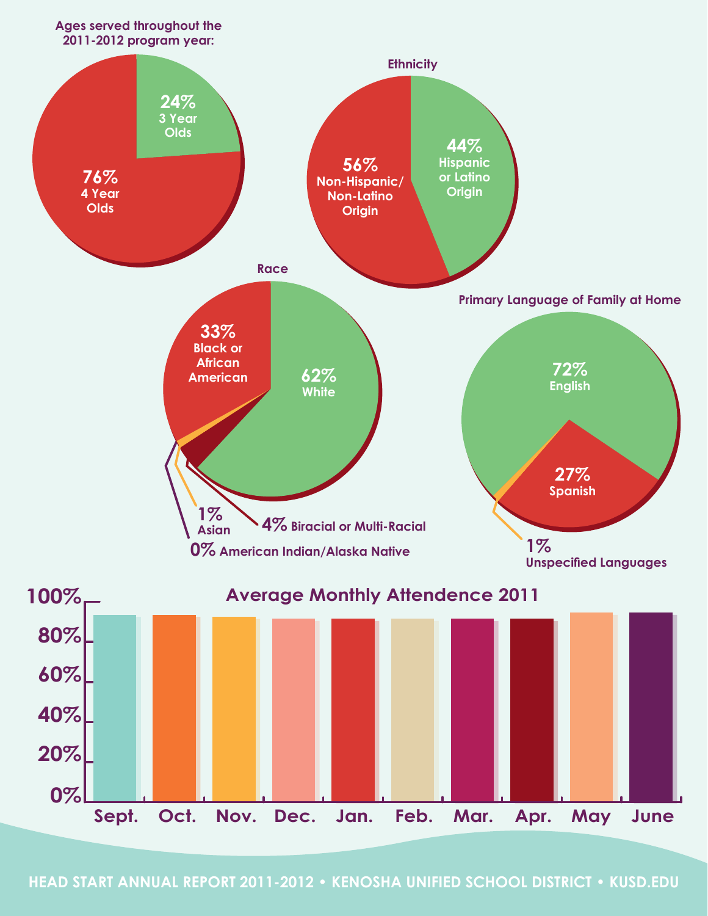## Ages served throughout the 2011-2012 program year:

- 24% 3 Year Olds
- 76% 4 Year Olds

## Ethnicity

- 44% Hispanic or Latino Origin
- 56% Non-Hispanic/ Non-Latino Origin

## Race

- 62% White
- 33% Black or African American
- 1% Asian
- 4% Biracial or Multi-Racial
- 0% American Indian/Alaska Native

## Primary Language of Family at Home

- 72% English
- 27% Spanish
- 1% Unspecified Languages

## Average Monthly Attendence 2011

Months: Sept., Oct., Nov., Dec., Jan., Feb., Mar., Apr., May, June

Axis: 0%, 20%, 40%, 60%, 80%, 100%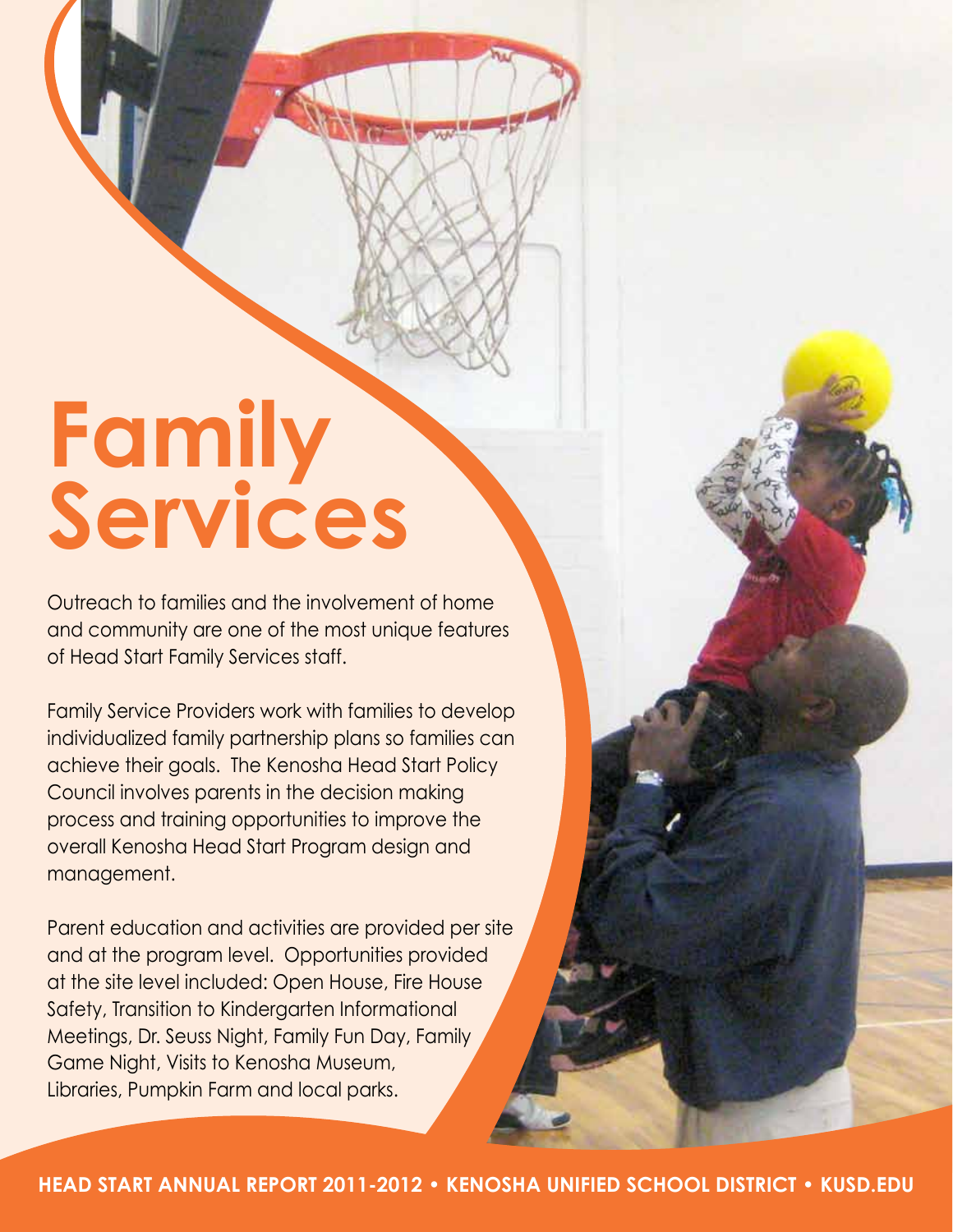# Family Services

Outreach to families and the involvement of home and community are one of the most unique features of Head Start Family Services staff.

Family Service Providers work with families to develop individualized family partnership plans so families can achieve their goals. The Kenosha Head Start Policy Council involves parents in the decision making process and training opportunities to improve the overall Kenosha Head Start Program design and management.

Parent education and activities are provided per site and at the program level. Opportunities provided at the site level included: Open House, Fire House Safety, Transition to Kindergarten Informational Meetings, Dr. Seuss Night, Family Fun Day, Family Game Night, Visits to Kenosha Museum, Libraries, Pumpkin Farm and local parks.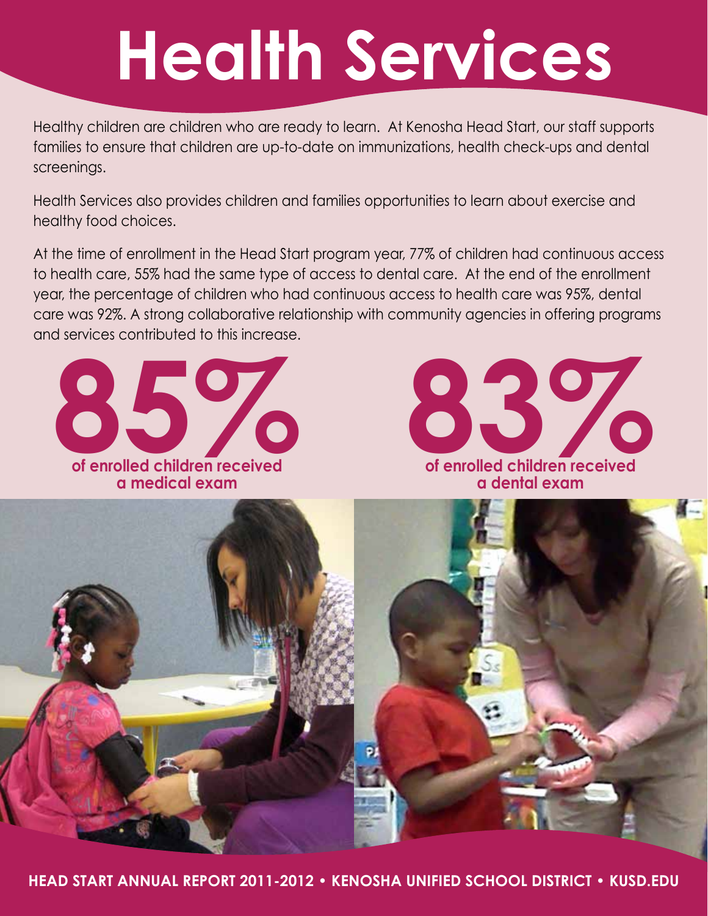# Health Services

Healthy children are children who are ready to learn. At Kenosha Head Start, our staff supports families to ensure that children are up-to-date on immunizations, health check-ups and dental screenings.

Health Services also provides children and families opportunities to learn about exercise and healthy food choices.

At the time of enrollment in the Head Start program year, 77% of children had continuous access to health care, 55% had the same type of access to dental care. At the end of the enrollment year, the percentage of children who had continuous access to health care was 95%, dental care was 92%. A strong collaborative relationship with community agencies in offering programs and services contributed to this increase.

**85%**
**of enrolled children received a medical exam**

**83%**
**of enrolled children received a dental exam**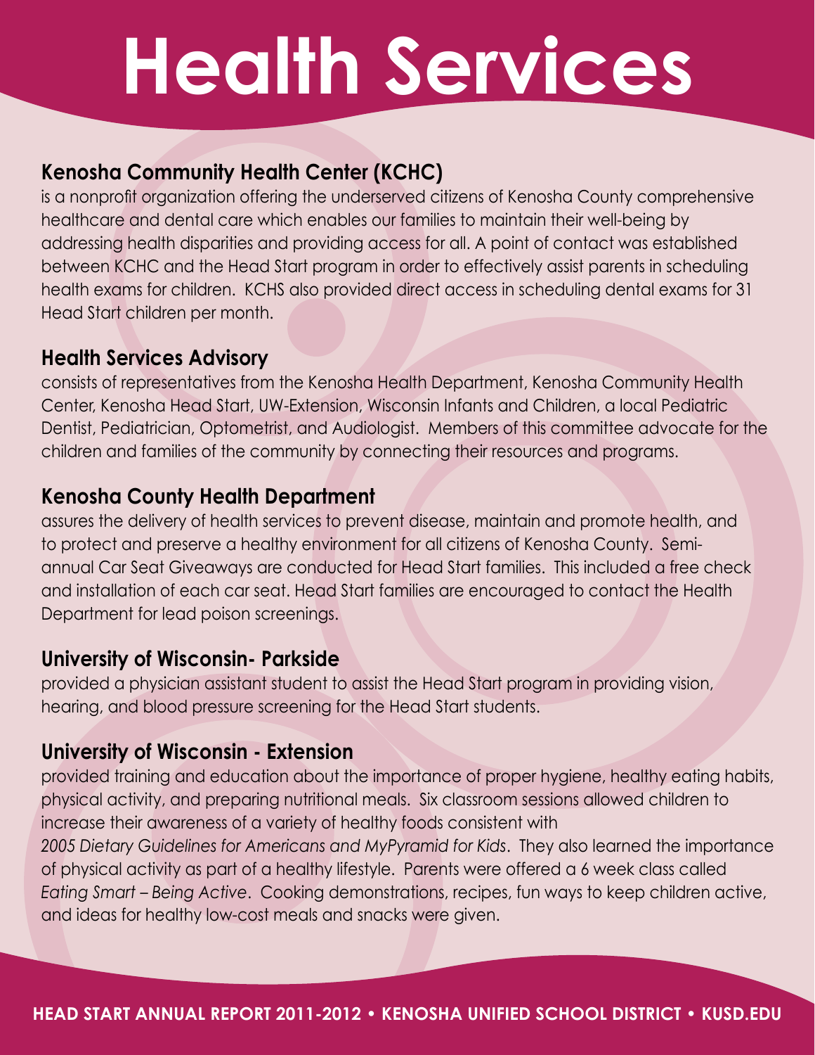# Health Services

## Kenosha Community Health Center (KCHC)

is a nonprofit organization offering the underserved citizens of Kenosha County comprehensive healthcare and dental care which enables our families to maintain their well-being by addressing health disparities and providing access for all. A point of contact was established between KCHC and the Head Start program in order to effectively assist parents in scheduling health exams for children. KCHS also provided direct access in scheduling dental exams for 31 Head Start children per month.

## Health Services Advisory

consists of representatives from the Kenosha Health Department, Kenosha Community Health Center, Kenosha Head Start, UW-Extension, Wisconsin Infants and Children, a local Pediatric Dentist, Pediatrician, Optometrist, and Audiologist. Members of this committee advocate for the children and families of the community by connecting their resources and programs.

## Kenosha County Health Department

assures the delivery of health services to prevent disease, maintain and promote health, and to protect and preserve a healthy environment for all citizens of Kenosha County. Semi-annual Car Seat Giveaways are conducted for Head Start families. This included a free check and installation of each car seat. Head Start families are encouraged to contact the Health Department for lead poison screenings.

## University of Wisconsin- Parkside

provided a physician assistant student to assist the Head Start program in providing vision, hearing, and blood pressure screening for the Head Start students.

## University of Wisconsin - Extension

provided training and education about the importance of proper hygiene, healthy eating habits, physical activity, and preparing nutritional meals. Six classroom sessions allowed children to increase their awareness of a variety of healthy foods consistent with *2005 Dietary Guidelines for Americans and MyPyramid for Kids*. They also learned the importance of physical activity as part of a healthy lifestyle. Parents were offered a 6 week class called *Eating Smart – Being Active*. Cooking demonstrations, recipes, fun ways to keep children active, and ideas for healthy low-cost meals and snacks were given.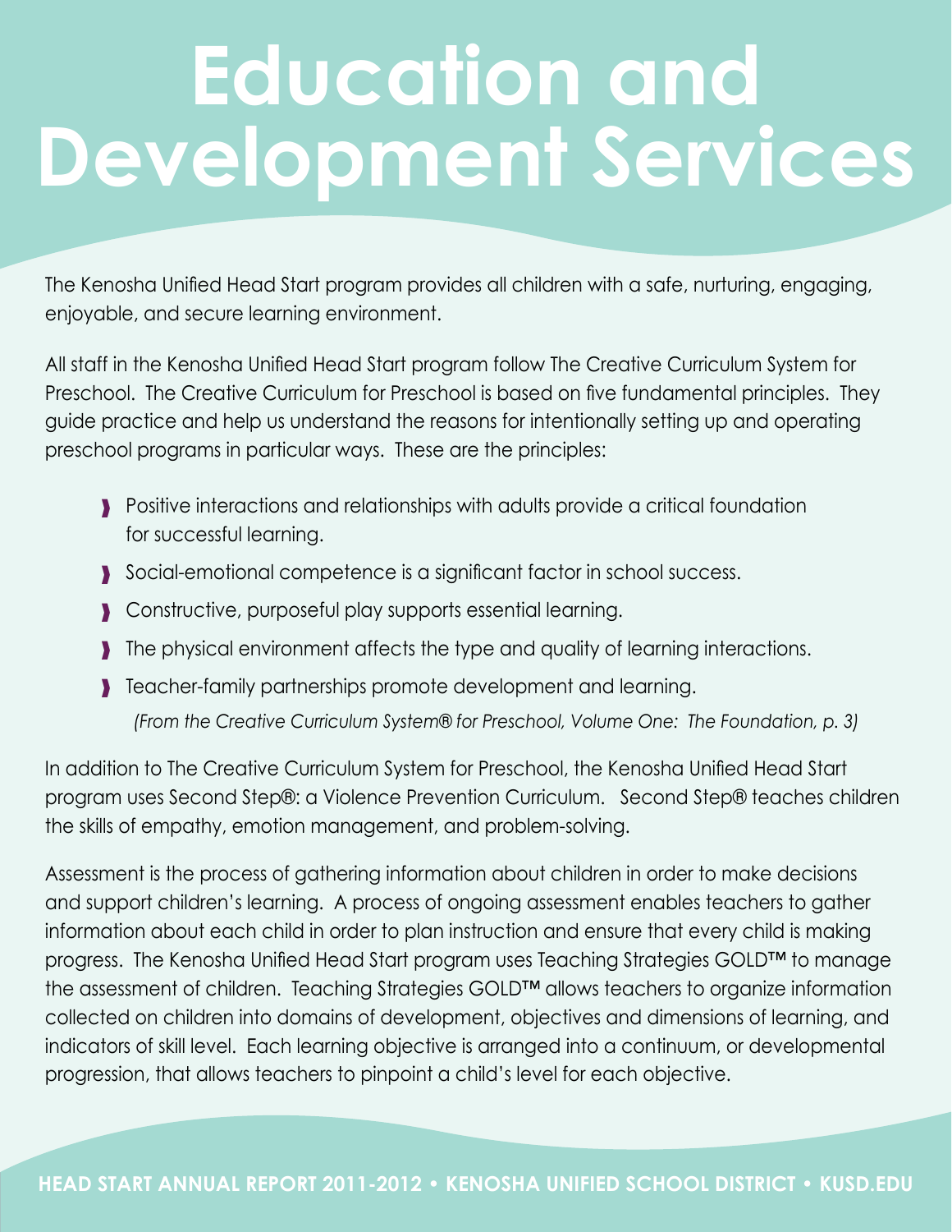# Education and Development Services

The Kenosha Unified Head Start program provides all children with a safe, nurturing, engaging, enjoyable, and secure learning environment.

All staff in the Kenosha Unified Head Start program follow The Creative Curriculum System for Preschool. The Creative Curriculum for Preschool is based on five fundamental principles. They guide practice and help us understand the reasons for intentionally setting up and operating preschool programs in particular ways. These are the principles:

- Positive interactions and relationships with adults provide a critical foundation for successful learning.
- Social-emotional competence is a significant factor in school success.
- Constructive, purposeful play supports essential learning.
- The physical environment affects the type and quality of learning interactions.
- Teacher-family partnerships promote development and learning.

*(From the Creative Curriculum System® for Preschool, Volume One: The Foundation, p. 3)*

In addition to The Creative Curriculum System for Preschool, the Kenosha Unified Head Start program uses Second Step®: a Violence Prevention Curriculum. Second Step® teaches children the skills of empathy, emotion management, and problem-solving.

Assessment is the process of gathering information about children in order to make decisions and support children's learning. A process of ongoing assessment enables teachers to gather information about each child in order to plan instruction and ensure that every child is making progress. The Kenosha Unified Head Start program uses Teaching Strategies GOLD™ to manage the assessment of children. Teaching Strategies GOLD™ allows teachers to organize information collected on children into domains of development, objectives and dimensions of learning, and indicators of skill level. Each learning objective is arranged into a continuum, or developmental progression, that allows teachers to pinpoint a child's level for each objective.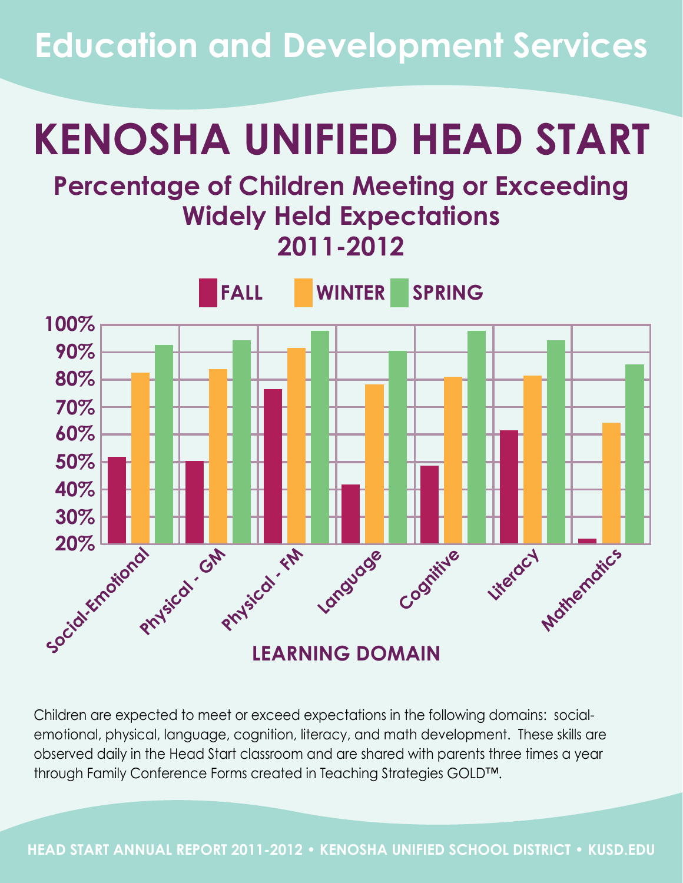# Education and Development Services

# KENOSHA UNIFIED HEAD START

## Percentage of Children Meeting or Exceeding Widely Held Expectations 2011-2012

FALL | WINTER | SPRING

100% 90% 80% 70% 60% 50% 40% 30% 20%

Social-Emotional, Physical - GM, Physical - FM, Language, Cognitive, Literacy, Mathematics

LEARNING DOMAIN

Children are expected to meet or exceed expectations in the following domains: social-emotional, physical, language, cognition, literacy, and math development. These skills are observed daily in the Head Start classroom and are shared with parents three times a year through Family Conference Forms created in Teaching Strategies GOLD™.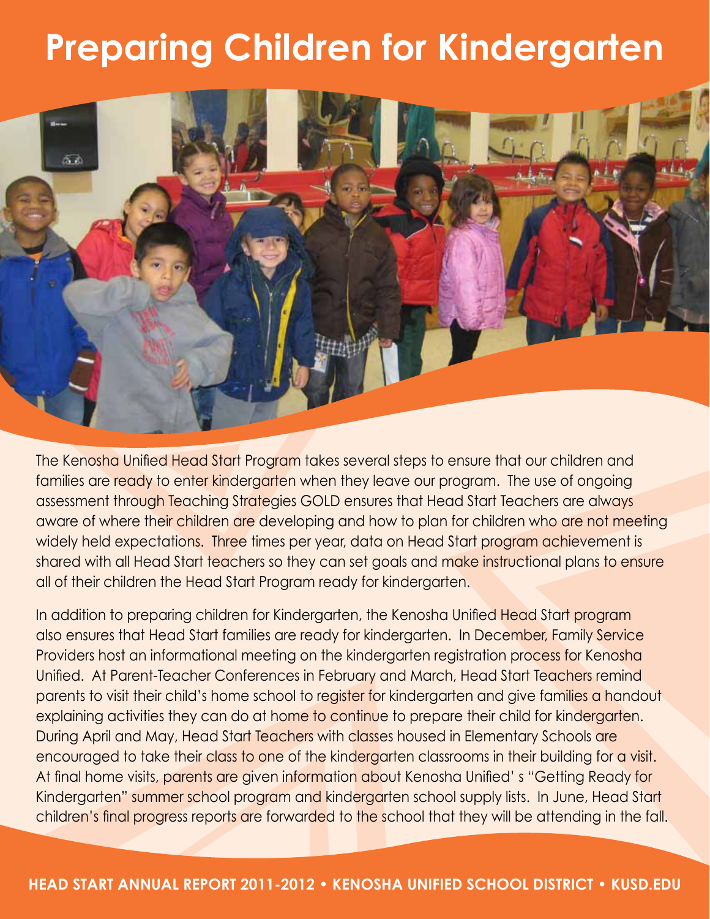# Preparing Children for Kindergarten

The Kenosha Unified Head Start Program takes several steps to ensure that our children and families are ready to enter kindergarten when they leave our program. The use of ongoing assessment through Teaching Strategies GOLD ensures that Head Start Teachers are always aware of where their children are developing and how to plan for children who are not meeting widely held expectations. Three times per year, data on Head Start program achievement is shared with all Head Start teachers so they can set goals and make instructional plans to ensure all of their children the Head Start Program ready for kindergarten.

In addition to preparing children for Kindergarten, the Kenosha Unified Head Start program also ensures that Head Start families are ready for kindergarten. In December, Family Service Providers host an informational meeting on the kindergarten registration process for Kenosha Unified. At Parent-Teacher Conferences in February and March, Head Start Teachers remind parents to visit their child's home school to register for kindergarten and give families a handout explaining activities they can do at home to continue to prepare their child for kindergarten. During April and May, Head Start Teachers with classes housed in Elementary Schools are encouraged to take their class to one of the kindergarten classrooms in their building for a visit. At final home visits, parents are given information about Kenosha Unified' s "Getting Ready for Kindergarten" summer school program and kindergarten school supply lists. In June, Head Start children's final progress reports are forwarded to the school that they will be attending in the fall.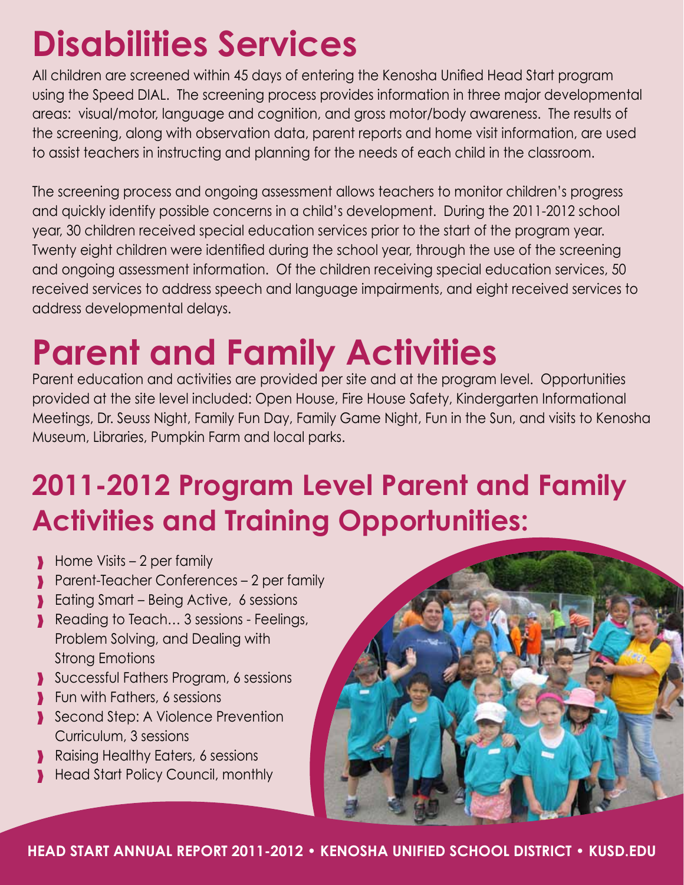# Disabilities Services

All children are screened within 45 days of entering the Kenosha Unified Head Start program using the Speed DIAL. The screening process provides information in three major developmental areas: visual/motor, language and cognition, and gross motor/body awareness. The results of the screening, along with observation data, parent reports and home visit information, are used to assist teachers in instructing and planning for the needs of each child in the classroom.

The screening process and ongoing assessment allows teachers to monitor children's progress and quickly identify possible concerns in a child's development. During the 2011-2012 school year, 30 children received special education services prior to the start of the program year. Twenty eight children were identified during the school year, through the use of the screening and ongoing assessment information. Of the children receiving special education services, 50 received services to address speech and language impairments, and eight received services to address developmental delays.

# Parent and Family Activities

Parent education and activities are provided per site and at the program level. Opportunities provided at the site level included: Open House, Fire House Safety, Kindergarten Informational Meetings, Dr. Seuss Night, Family Fun Day, Family Game Night, Fun in the Sun, and visits to Kenosha Museum, Libraries, Pumpkin Farm and local parks.

## 2011-2012 Program Level Parent and Family Activities and Training Opportunities:

- Home Visits – 2 per family
- Parent-Teacher Conferences – 2 per family
- Eating Smart – Being Active, 6 sessions
- Reading to Teach… 3 sessions - Feelings, Problem Solving, and Dealing with Strong Emotions
- Successful Fathers Program, 6 sessions
- Fun with Fathers, 6 sessions
- Second Step: A Violence Prevention Curriculum, 3 sessions
- Raising Healthy Eaters, 6 sessions
- Head Start Policy Council, monthly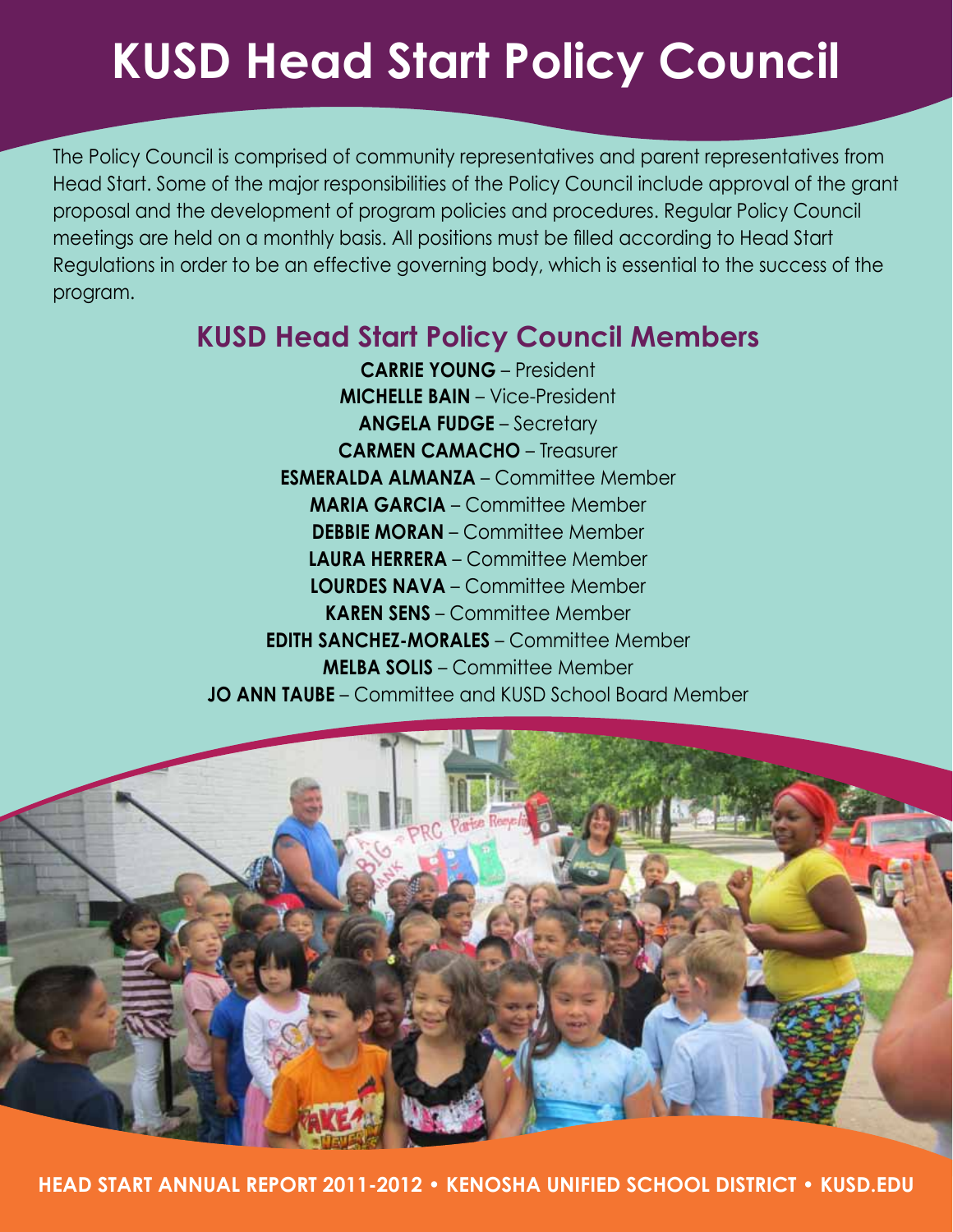# KUSD Head Start Policy Council

The Policy Council is comprised of community representatives and parent representatives from Head Start. Some of the major responsibilities of the Policy Council include approval of the grant proposal and the development of program policies and procedures. Regular Policy Council meetings are held on a monthly basis. All positions must be filled according to Head Start Regulations in order to be an effective governing body, which is essential to the success of the program.

## KUSD Head Start Policy Council Members

**CARRIE YOUNG** – President
**MICHELLE BAIN** – Vice-President
**ANGELA FUDGE** – Secretary
**CARMEN CAMACHO** – Treasurer
**ESMERALDA ALMANZA** – Committee Member
**MARIA GARCIA** – Committee Member
**DEBBIE MORAN** – Committee Member
**LAURA HERRERA** – Committee Member
**LOURDES NAVA** – Committee Member
**KAREN SENS** – Committee Member
**EDITH SANCHEZ-MORALES** – Committee Member
**MELBA SOLIS** – Committee Member
**JO ANN TAUBE** – Committee and KUSD School Board Member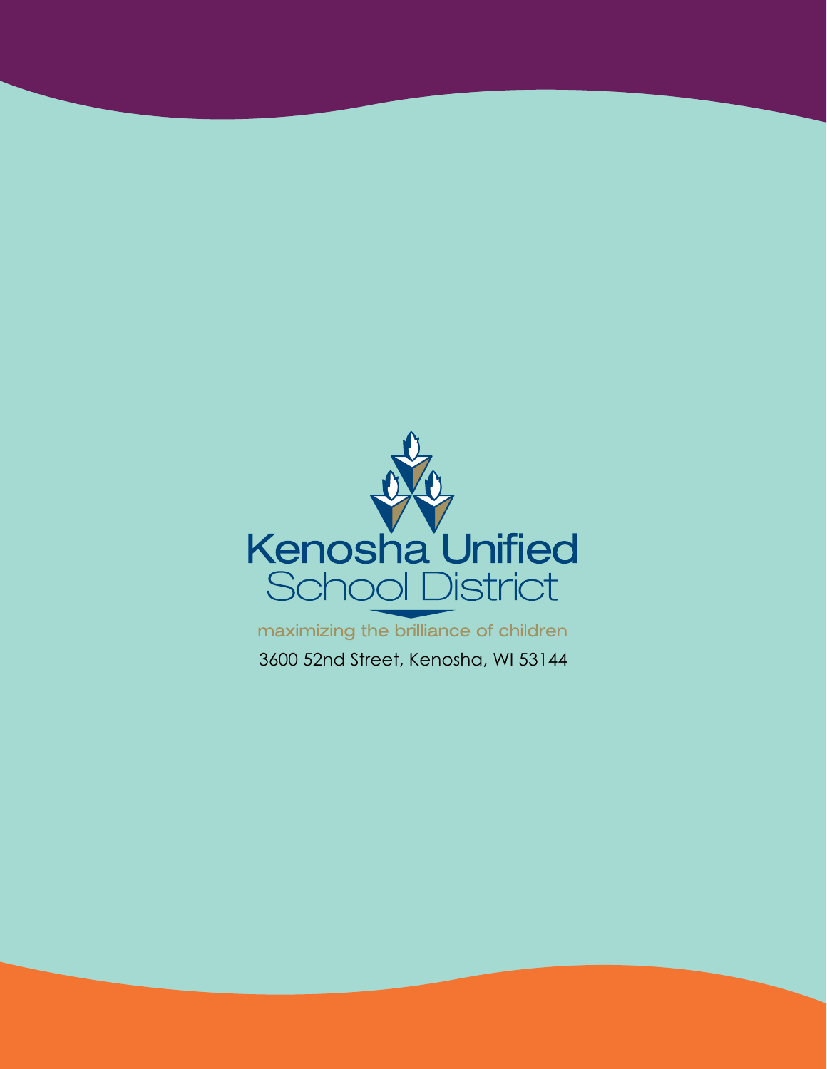Kenosha Unified School District

maximizing the brilliance of children

3600 52nd Street, Kenosha, WI 53144